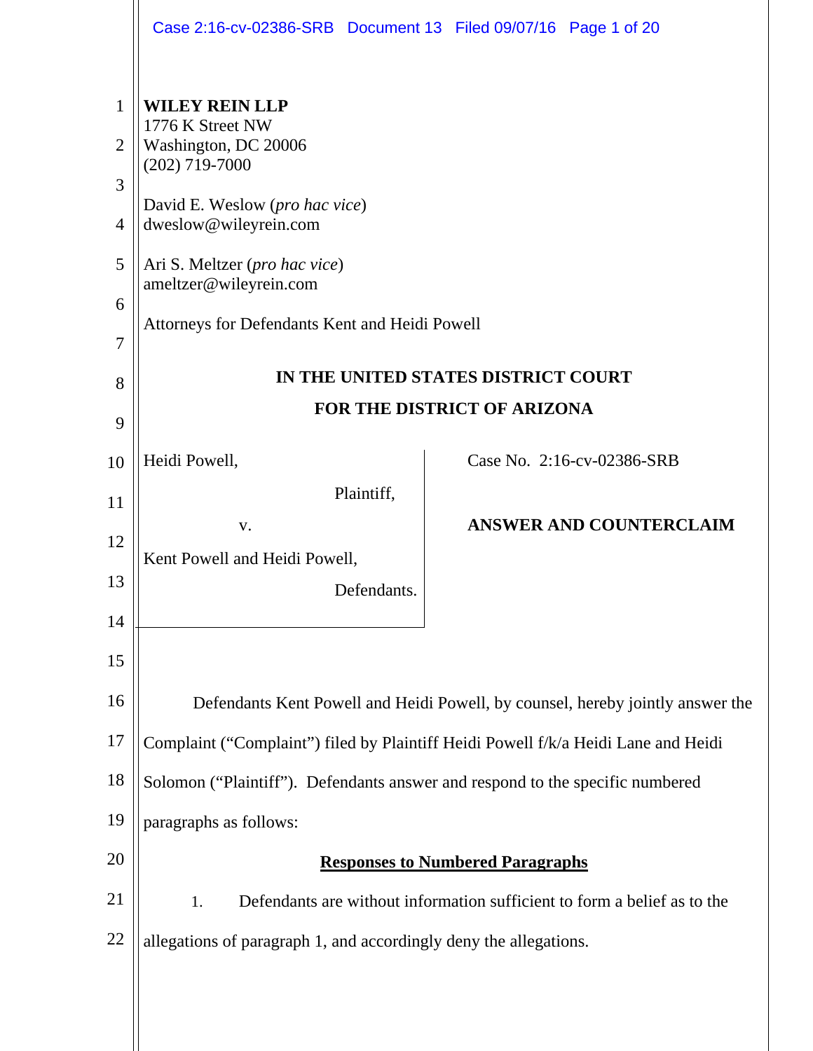**WILEY REIN LLP**
1776 K Street NW
Washington, DC 20006
(202) 719-7000

David E. Weslow (*pro hac vice*)
dweslow@wileyrein.com

Ari S. Meltzer (*pro hac vice*)
ameltzer@wileyrein.com

Attorneys for Defendants Kent and Heidi Powell

**IN THE UNITED STATES DISTRICT COURT**

**FOR THE DISTRICT OF ARIZONA**

| | |
|---|---|
| Heidi Powell,<br><br>Plaintiff,<br><br>v.<br><br>Kent Powell and Heidi Powell,<br><br>Defendants. | Case No. 2:16-cv-02386-SRB<br><br>**ANSWER AND COUNTERCLAIM** |

Defendants Kent Powell and Heidi Powell, by counsel, hereby jointly answer the Complaint ("Complaint") filed by Plaintiff Heidi Powell f/k/a Heidi Lane and Heidi Solomon ("Plaintiff"). Defendants answer and respond to the specific numbered paragraphs as follows:

**Responses to Numbered Paragraphs**

1. Defendants are without information sufficient to form a belief as to the allegations of paragraph 1, and accordingly deny the allegations.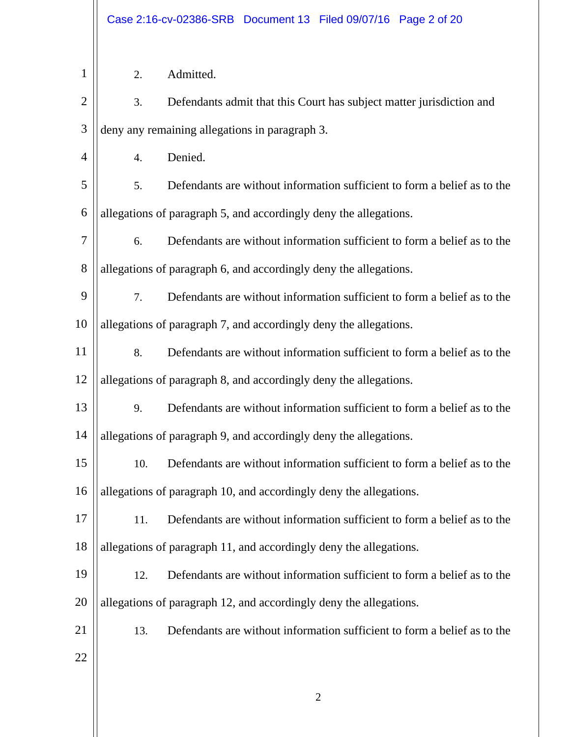2. Admitted.

3. Defendants admit that this Court has subject matter jurisdiction and deny any remaining allegations in paragraph 3.

4. Denied.

5. Defendants are without information sufficient to form a belief as to the allegations of paragraph 5, and accordingly deny the allegations.

6. Defendants are without information sufficient to form a belief as to the allegations of paragraph 6, and accordingly deny the allegations.

7. Defendants are without information sufficient to form a belief as to the allegations of paragraph 7, and accordingly deny the allegations.

8. Defendants are without information sufficient to form a belief as to the allegations of paragraph 8, and accordingly deny the allegations.

9. Defendants are without information sufficient to form a belief as to the allegations of paragraph 9, and accordingly deny the allegations.

10. Defendants are without information sufficient to form a belief as to the allegations of paragraph 10, and accordingly deny the allegations.

11. Defendants are without information sufficient to form a belief as to the allegations of paragraph 11, and accordingly deny the allegations.

12. Defendants are without information sufficient to form a belief as to the allegations of paragraph 12, and accordingly deny the allegations.

13. Defendants are without information sufficient to form a belief as to the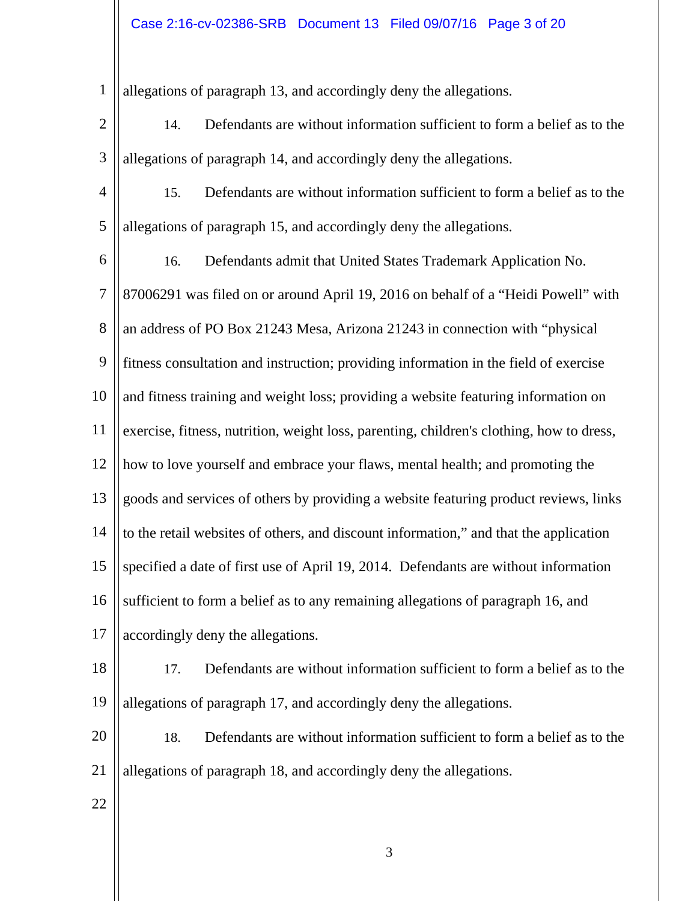allegations of paragraph 13, and accordingly deny the allegations.

14. Defendants are without information sufficient to form a belief as to the allegations of paragraph 14, and accordingly deny the allegations.

15. Defendants are without information sufficient to form a belief as to the allegations of paragraph 15, and accordingly deny the allegations.

16. Defendants admit that United States Trademark Application No. 87006291 was filed on or around April 19, 2016 on behalf of a "Heidi Powell" with an address of PO Box 21243 Mesa, Arizona 21243 in connection with "physical fitness consultation and instruction; providing information in the field of exercise and fitness training and weight loss; providing a website featuring information on exercise, fitness, nutrition, weight loss, parenting, children's clothing, how to dress, how to love yourself and embrace your flaws, mental health; and promoting the goods and services of others by providing a website featuring product reviews, links to the retail websites of others, and discount information," and that the application specified a date of first use of April 19, 2014. Defendants are without information sufficient to form a belief as to any remaining allegations of paragraph 16, and accordingly deny the allegations.

17. Defendants are without information sufficient to form a belief as to the allegations of paragraph 17, and accordingly deny the allegations.

18. Defendants are without information sufficient to form a belief as to the allegations of paragraph 18, and accordingly deny the allegations.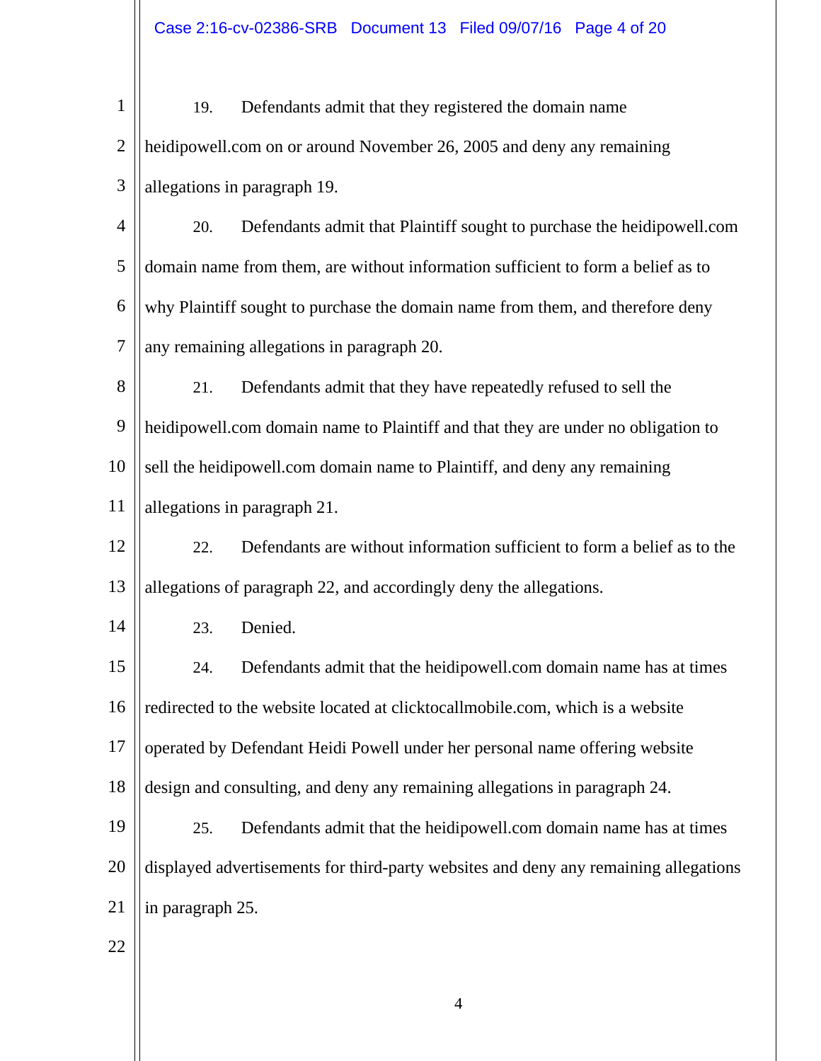19. Defendants admit that they registered the domain name heidipowell.com on or around November 26, 2005 and deny any remaining allegations in paragraph 19.

20. Defendants admit that Plaintiff sought to purchase the heidipowell.com domain name from them, are without information sufficient to form a belief as to why Plaintiff sought to purchase the domain name from them, and therefore deny any remaining allegations in paragraph 20.

21. Defendants admit that they have repeatedly refused to sell the heidipowell.com domain name to Plaintiff and that they are under no obligation to sell the heidipowell.com domain name to Plaintiff, and deny any remaining allegations in paragraph 21.

22. Defendants are without information sufficient to form a belief as to the allegations of paragraph 22, and accordingly deny the allegations.

23. Denied.

24. Defendants admit that the heidipowell.com domain name has at times redirected to the website located at clicktocallmobile.com, which is a website operated by Defendant Heidi Powell under her personal name offering website design and consulting, and deny any remaining allegations in paragraph 24.

25. Defendants admit that the heidipowell.com domain name has at times displayed advertisements for third-party websites and deny any remaining allegations in paragraph 25.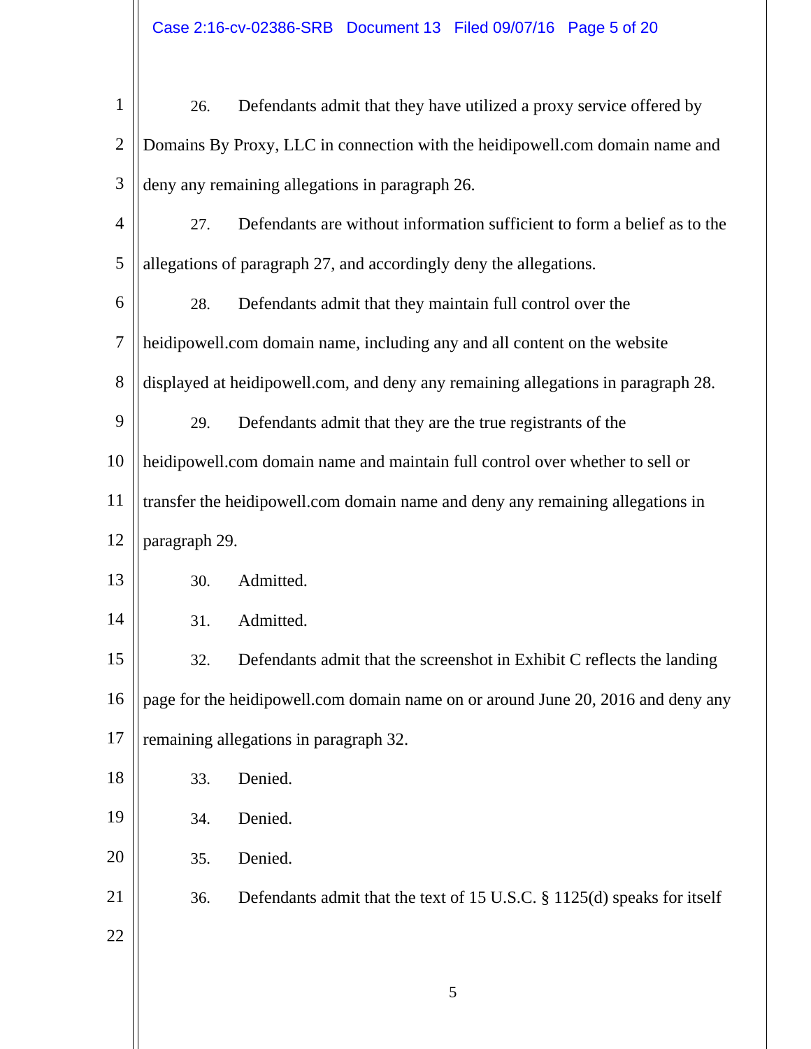26. Defendants admit that they have utilized a proxy service offered by Domains By Proxy, LLC in connection with the heidipowell.com domain name and deny any remaining allegations in paragraph 26.

27. Defendants are without information sufficient to form a belief as to the allegations of paragraph 27, and accordingly deny the allegations.

28. Defendants admit that they maintain full control over the heidipowell.com domain name, including any and all content on the website displayed at heidipowell.com, and deny any remaining allegations in paragraph 28.

29. Defendants admit that they are the true registrants of the heidipowell.com domain name and maintain full control over whether to sell or transfer the heidipowell.com domain name and deny any remaining allegations in paragraph 29.

30. Admitted.

31. Admitted.

32. Defendants admit that the screenshot in Exhibit C reflects the landing page for the heidipowell.com domain name on or around June 20, 2016 and deny any remaining allegations in paragraph 32.

33. Denied.

34. Denied.

35. Denied.

36. Defendants admit that the text of 15 U.S.C. § 1125(d) speaks for itself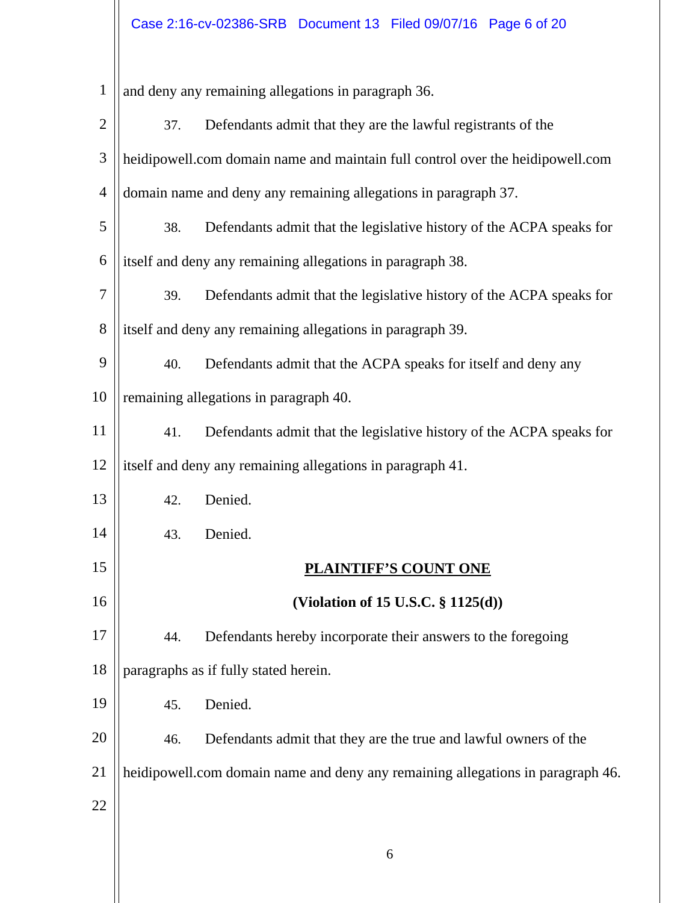and deny any remaining allegations in paragraph 36.

37. Defendants admit that they are the lawful registrants of the heidipowell.com domain name and maintain full control over the heidipowell.com domain name and deny any remaining allegations in paragraph 37.

38. Defendants admit that the legislative history of the ACPA speaks for itself and deny any remaining allegations in paragraph 38.

39. Defendants admit that the legislative history of the ACPA speaks for itself and deny any remaining allegations in paragraph 39.

40. Defendants admit that the ACPA speaks for itself and deny any remaining allegations in paragraph 40.

41. Defendants admit that the legislative history of the ACPA speaks for itself and deny any remaining allegations in paragraph 41.

42. Denied.

43. Denied.

## PLAINTIFF'S COUNT ONE

### (Violation of 15 U.S.C. § 1125(d))

44. Defendants hereby incorporate their answers to the foregoing paragraphs as if fully stated herein.

45. Denied.

46. Defendants admit that they are the true and lawful owners of the heidipowell.com domain name and deny any remaining allegations in paragraph 46.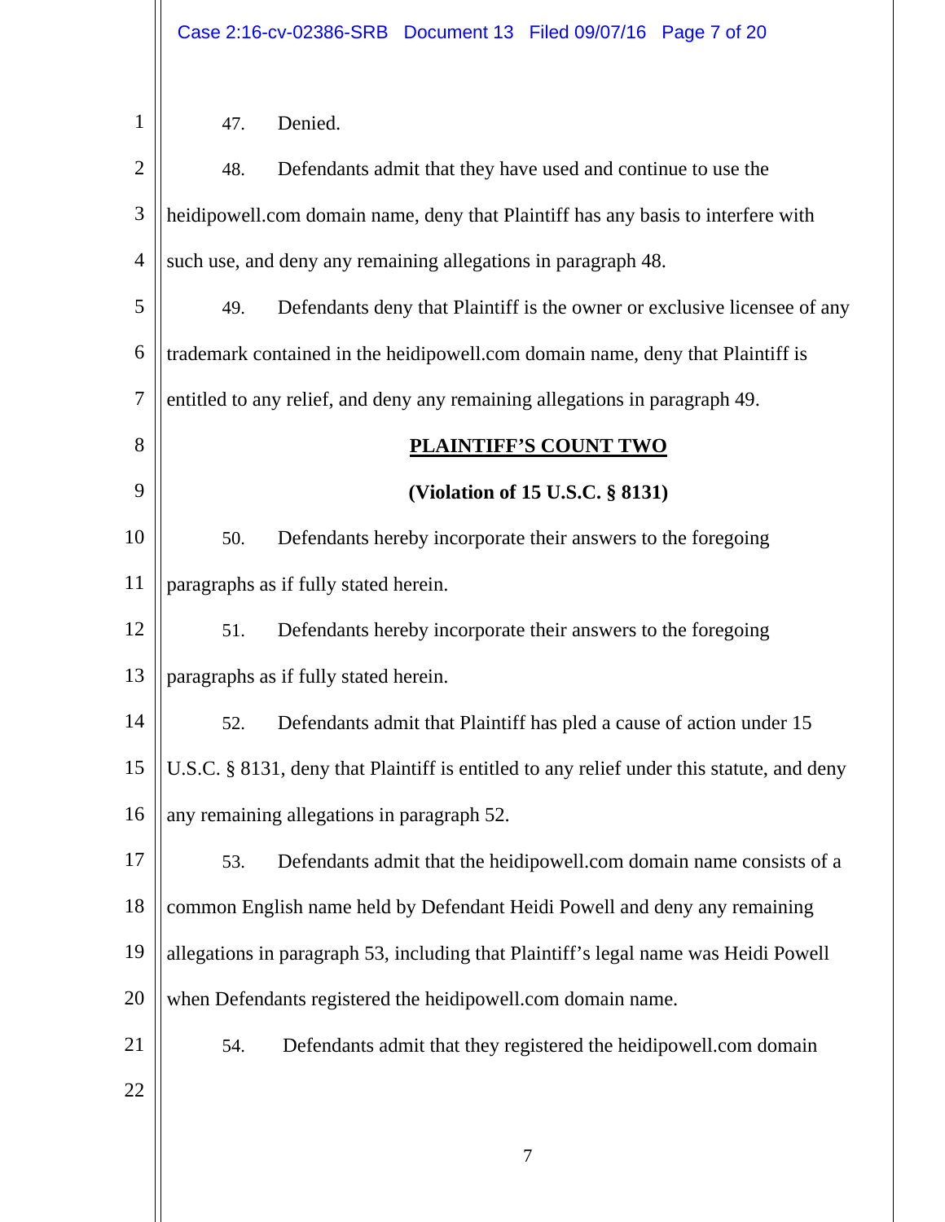47. Denied.

48. Defendants admit that they have used and continue to use the heidipowell.com domain name, deny that Plaintiff has any basis to interfere with such use, and deny any remaining allegations in paragraph 48.

49. Defendants deny that Plaintiff is the owner or exclusive licensee of any trademark contained in the heidipowell.com domain name, deny that Plaintiff is entitled to any relief, and deny any remaining allegations in paragraph 49.

**PLAINTIFF'S COUNT TWO**

**(Violation of 15 U.S.C. § 8131)**

50. Defendants hereby incorporate their answers to the foregoing paragraphs as if fully stated herein.

51. Defendants hereby incorporate their answers to the foregoing paragraphs as if fully stated herein.

52. Defendants admit that Plaintiff has pled a cause of action under 15 U.S.C. § 8131, deny that Plaintiff is entitled to any relief under this statute, and deny any remaining allegations in paragraph 52.

53. Defendants admit that the heidipowell.com domain name consists of a common English name held by Defendant Heidi Powell and deny any remaining allegations in paragraph 53, including that Plaintiff's legal name was Heidi Powell when Defendants registered the heidipowell.com domain name.

54. Defendants admit that they registered the heidipowell.com domain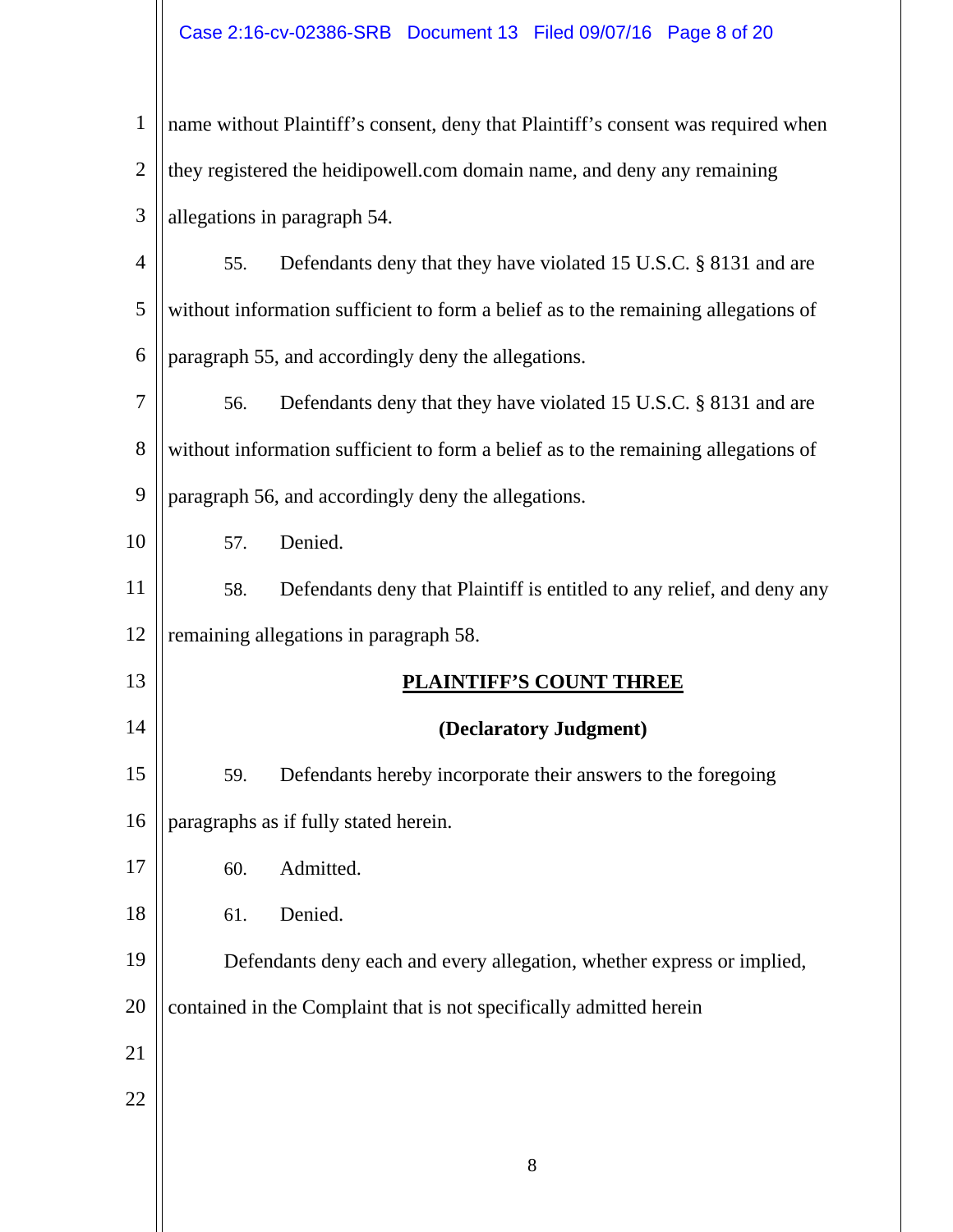name without Plaintiff's consent, deny that Plaintiff's consent was required when they registered the heidipowell.com domain name, and deny any remaining allegations in paragraph 54.

55. Defendants deny that they have violated 15 U.S.C. § 8131 and are without information sufficient to form a belief as to the remaining allegations of paragraph 55, and accordingly deny the allegations.

56. Defendants deny that they have violated 15 U.S.C. § 8131 and are without information sufficient to form a belief as to the remaining allegations of paragraph 56, and accordingly deny the allegations.

57. Denied.

58. Defendants deny that Plaintiff is entitled to any relief, and deny any remaining allegations in paragraph 58.

**PLAINTIFF'S COUNT THREE**

**(Declaratory Judgment)**

59. Defendants hereby incorporate their answers to the foregoing paragraphs as if fully stated herein.

60. Admitted.

61. Denied.

Defendants deny each and every allegation, whether express or implied, contained in the Complaint that is not specifically admitted herein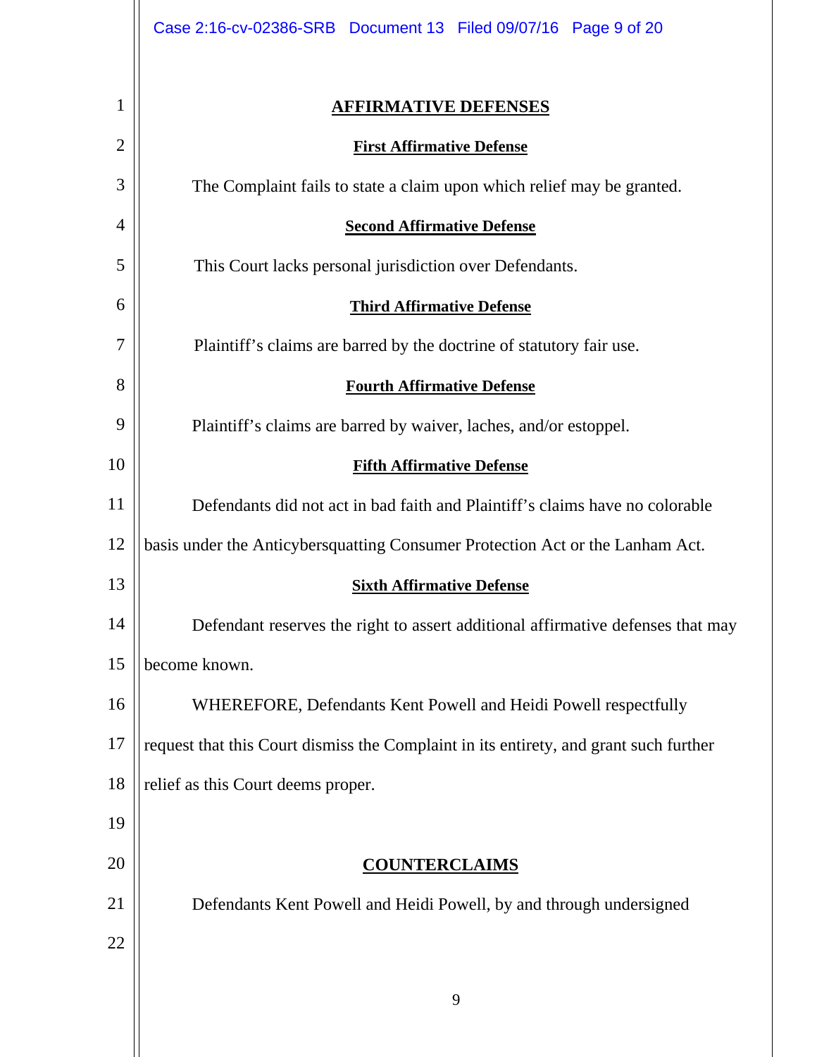## AFFIRMATIVE DEFENSES

### First Affirmative Defense

The Complaint fails to state a claim upon which relief may be granted.

### Second Affirmative Defense

This Court lacks personal jurisdiction over Defendants.

### Third Affirmative Defense

Plaintiff's claims are barred by the doctrine of statutory fair use.

### Fourth Affirmative Defense

Plaintiff's claims are barred by waiver, laches, and/or estoppel.

### Fifth Affirmative Defense

Defendants did not act in bad faith and Plaintiff's claims have no colorable basis under the Anticybersquatting Consumer Protection Act or the Lanham Act.

### Sixth Affirmative Defense

Defendant reserves the right to assert additional affirmative defenses that may become known.

WHEREFORE, Defendants Kent Powell and Heidi Powell respectfully request that this Court dismiss the Complaint in its entirety, and grant such further relief as this Court deems proper.

## COUNTERCLAIMS

Defendants Kent Powell and Heidi Powell, by and through undersigned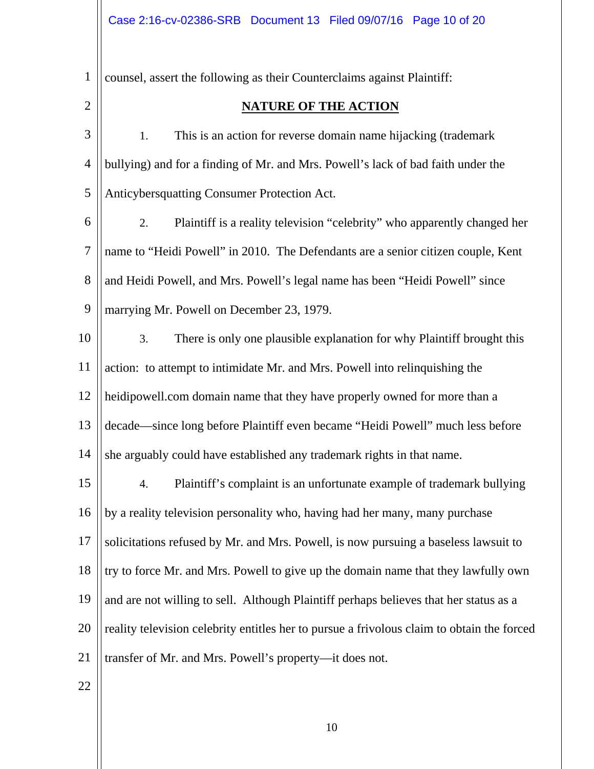counsel, assert the following as their Counterclaims against Plaintiff:

## NATURE OF THE ACTION

1. This is an action for reverse domain name hijacking (trademark bullying) and for a finding of Mr. and Mrs. Powell's lack of bad faith under the Anticybersquatting Consumer Protection Act.

2. Plaintiff is a reality television "celebrity" who apparently changed her name to "Heidi Powell" in 2010. The Defendants are a senior citizen couple, Kent and Heidi Powell, and Mrs. Powell's legal name has been "Heidi Powell" since marrying Mr. Powell on December 23, 1979.

3. There is only one plausible explanation for why Plaintiff brought this action: to attempt to intimidate Mr. and Mrs. Powell into relinquishing the heidipowell.com domain name that they have properly owned for more than a decade—since long before Plaintiff even became "Heidi Powell" much less before she arguably could have established any trademark rights in that name.

4. Plaintiff's complaint is an unfortunate example of trademark bullying by a reality television personality who, having had her many, many purchase solicitations refused by Mr. and Mrs. Powell, is now pursuing a baseless lawsuit to try to force Mr. and Mrs. Powell to give up the domain name that they lawfully own and are not willing to sell. Although Plaintiff perhaps believes that her status as a reality television celebrity entitles her to pursue a frivolous claim to obtain the forced transfer of Mr. and Mrs. Powell's property—it does not.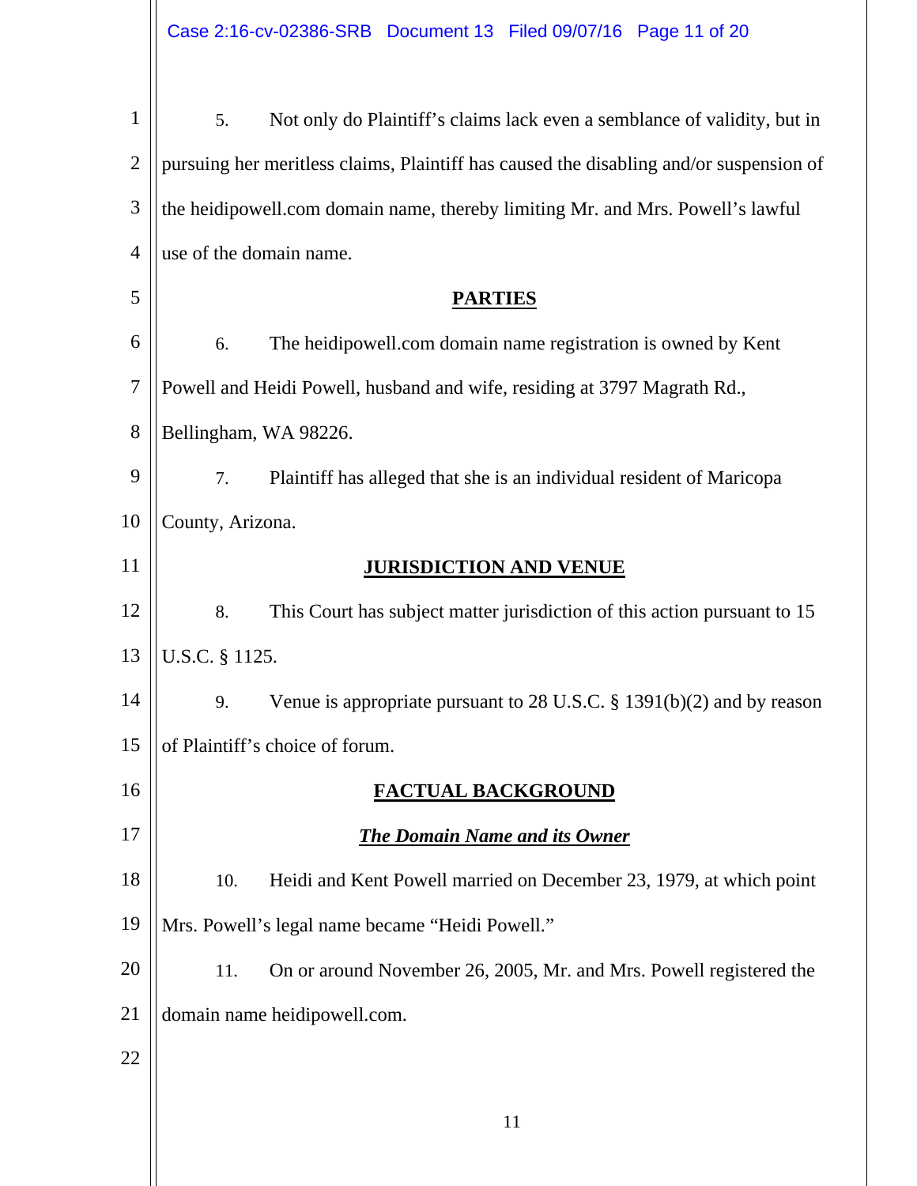5. Not only do Plaintiff's claims lack even a semblance of validity, but in pursuing her meritless claims, Plaintiff has caused the disabling and/or suspension of the heidipowell.com domain name, thereby limiting Mr. and Mrs. Powell's lawful use of the domain name.

## PARTIES

6. The heidipowell.com domain name registration is owned by Kent Powell and Heidi Powell, husband and wife, residing at 3797 Magrath Rd., Bellingham, WA 98226.

7. Plaintiff has alleged that she is an individual resident of Maricopa County, Arizona.

## JURISDICTION AND VENUE

8. This Court has subject matter jurisdiction of this action pursuant to 15 U.S.C. § 1125.

9. Venue is appropriate pursuant to 28 U.S.C. § 1391(b)(2) and by reason of Plaintiff's choice of forum.

## FACTUAL BACKGROUND

### ***The Domain Name and its Owner***

10. Heidi and Kent Powell married on December 23, 1979, at which point Mrs. Powell's legal name became "Heidi Powell."

11. On or around November 26, 2005, Mr. and Mrs. Powell registered the domain name heidipowell.com.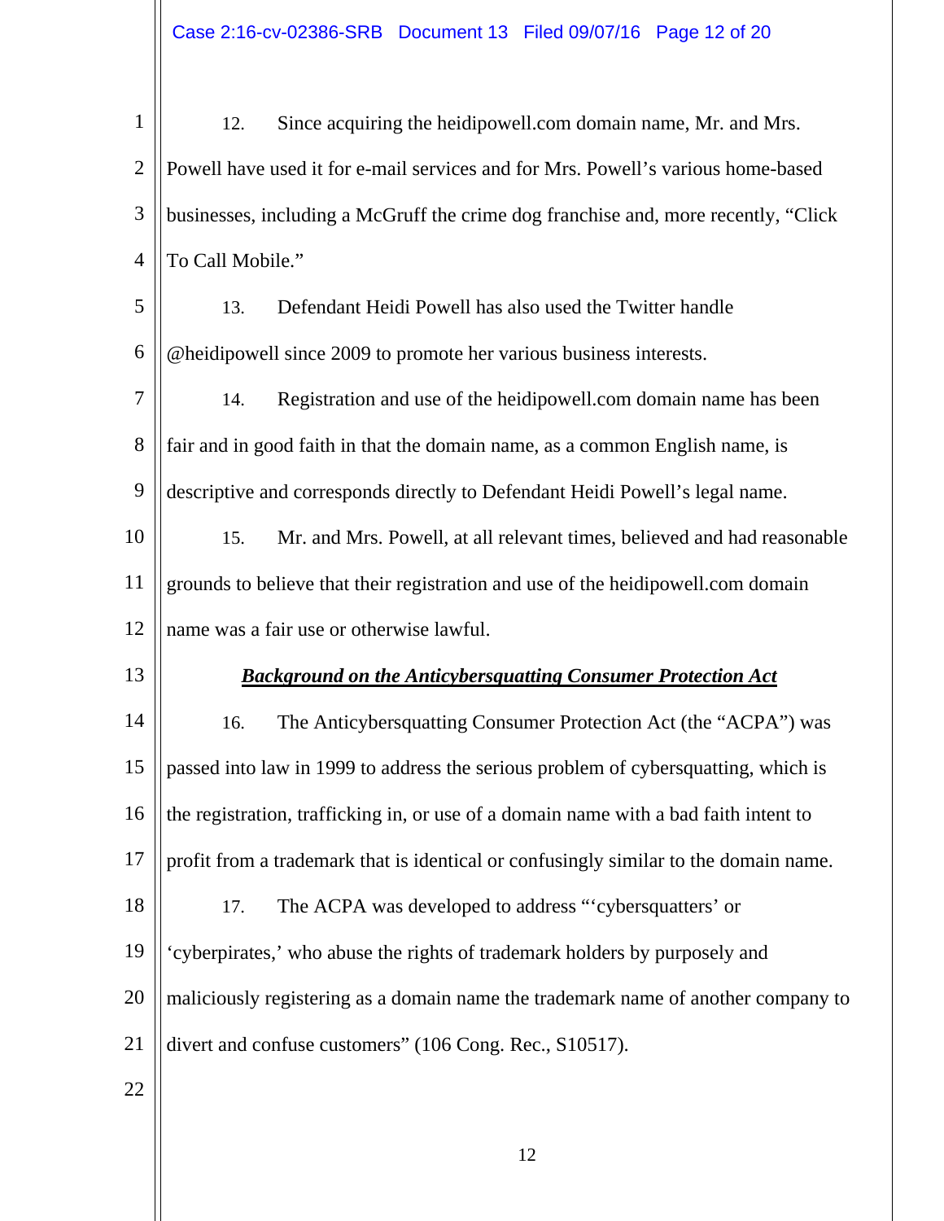12. Since acquiring the heidipowell.com domain name, Mr. and Mrs. Powell have used it for e-mail services and for Mrs. Powell's various home-based businesses, including a McGruff the crime dog franchise and, more recently, "Click To Call Mobile."

13. Defendant Heidi Powell has also used the Twitter handle @heidipowell since 2009 to promote her various business interests.

14. Registration and use of the heidipowell.com domain name has been fair and in good faith in that the domain name, as a common English name, is descriptive and corresponds directly to Defendant Heidi Powell's legal name.

15. Mr. and Mrs. Powell, at all relevant times, believed and had reasonable grounds to believe that their registration and use of the heidipowell.com domain name was a fair use or otherwise lawful.

***Background on the Anticybersquatting Consumer Protection Act***

16. The Anticybersquatting Consumer Protection Act (the "ACPA") was passed into law in 1999 to address the serious problem of cybersquatting, which is the registration, trafficking in, or use of a domain name with a bad faith intent to profit from a trademark that is identical or confusingly similar to the domain name.

17. The ACPA was developed to address "'cybersquatters' or 'cyberpirates,' who abuse the rights of trademark holders by purposely and maliciously registering as a domain name the trademark name of another company to divert and confuse customers" (106 Cong. Rec., S10517).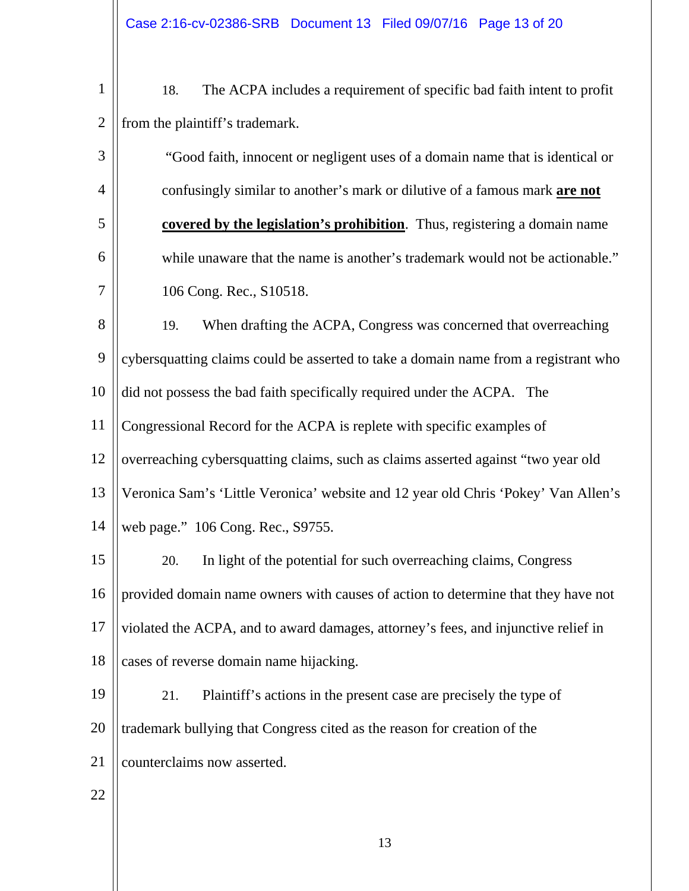18. The ACPA includes a requirement of specific bad faith intent to profit from the plaintiff's trademark.

> "Good faith, innocent or negligent uses of a domain name that is identical or confusingly similar to another's mark or dilutive of a famous mark **<u>are not covered by the legislation's prohibition</u>**. Thus, registering a domain name while unaware that the name is another's trademark would not be actionable." 106 Cong. Rec., S10518.

19. When drafting the ACPA, Congress was concerned that overreaching cybersquatting claims could be asserted to take a domain name from a registrant who did not possess the bad faith specifically required under the ACPA. The Congressional Record for the ACPA is replete with specific examples of overreaching cybersquatting claims, such as claims asserted against "two year old Veronica Sam's 'Little Veronica' website and 12 year old Chris 'Pokey' Van Allen's web page." 106 Cong. Rec., S9755.

20. In light of the potential for such overreaching claims, Congress provided domain name owners with causes of action to determine that they have not violated the ACPA, and to award damages, attorney's fees, and injunctive relief in cases of reverse domain name hijacking.

21. Plaintiff's actions in the present case are precisely the type of trademark bullying that Congress cited as the reason for creation of the counterclaims now asserted.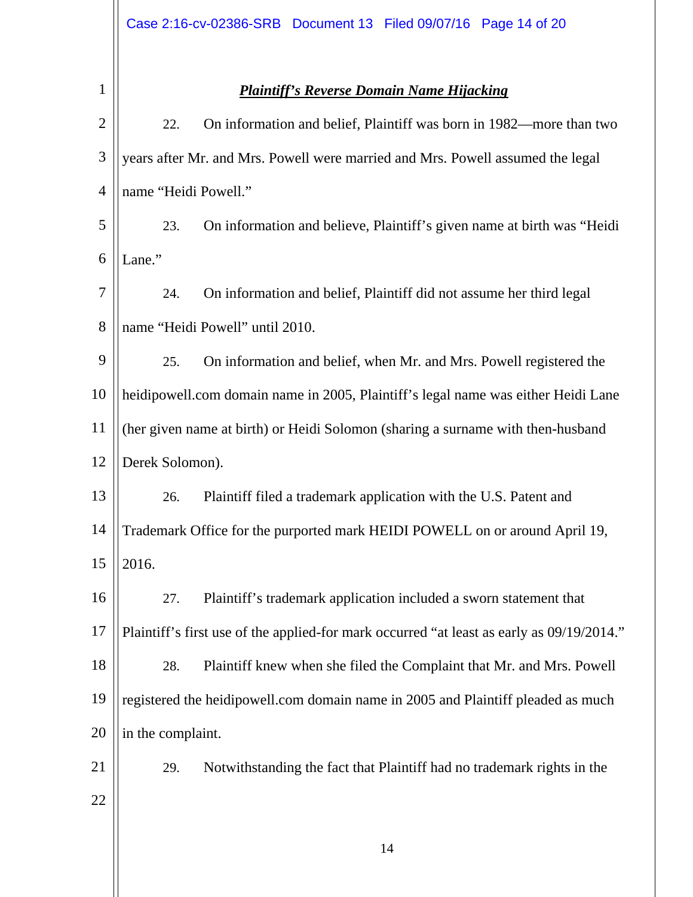***Plaintiff's Reverse Domain Name Hijacking***

22. On information and belief, Plaintiff was born in 1982—more than two years after Mr. and Mrs. Powell were married and Mrs. Powell assumed the legal name "Heidi Powell."

23. On information and believe, Plaintiff's given name at birth was "Heidi Lane."

24. On information and belief, Plaintiff did not assume her third legal name "Heidi Powell" until 2010.

25. On information and belief, when Mr. and Mrs. Powell registered the heidipowell.com domain name in 2005, Plaintiff's legal name was either Heidi Lane (her given name at birth) or Heidi Solomon (sharing a surname with then-husband Derek Solomon).

26. Plaintiff filed a trademark application with the U.S. Patent and Trademark Office for the purported mark HEIDI POWELL on or around April 19, 2016.

27. Plaintiff's trademark application included a sworn statement that Plaintiff's first use of the applied-for mark occurred "at least as early as 09/19/2014."

28. Plaintiff knew when she filed the Complaint that Mr. and Mrs. Powell registered the heidipowell.com domain name in 2005 and Plaintiff pleaded as much in the complaint.

29. Notwithstanding the fact that Plaintiff had no trademark rights in the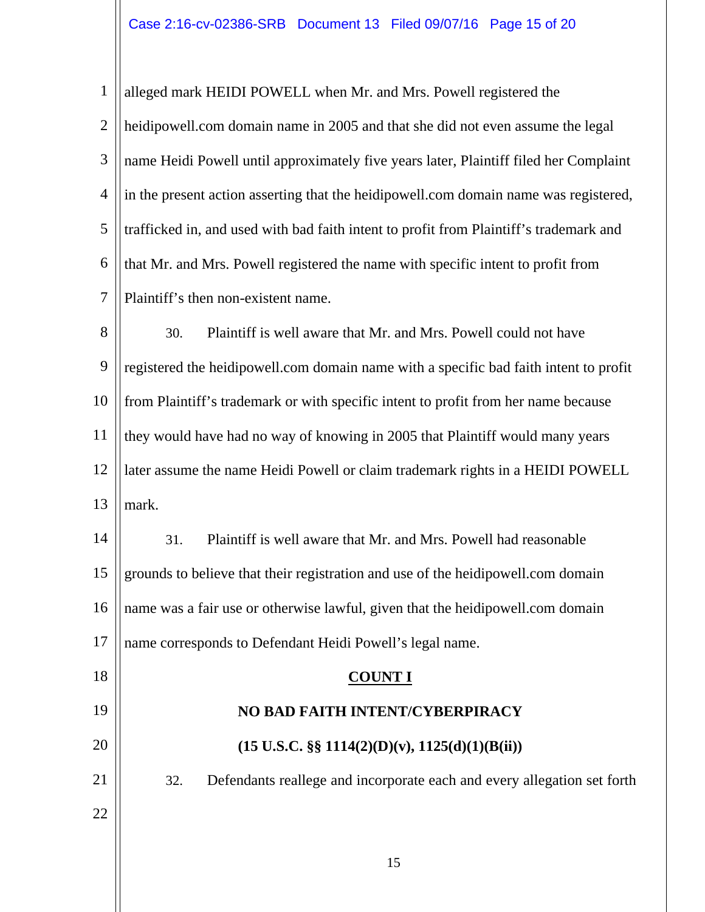alleged mark HEIDI POWELL when Mr. and Mrs. Powell registered the heidipowell.com domain name in 2005 and that she did not even assume the legal name Heidi Powell until approximately five years later, Plaintiff filed her Complaint in the present action asserting that the heidipowell.com domain name was registered, trafficked in, and used with bad faith intent to profit from Plaintiff's trademark and that Mr. and Mrs. Powell registered the name with specific intent to profit from Plaintiff's then non-existent name.

30. Plaintiff is well aware that Mr. and Mrs. Powell could not have registered the heidipowell.com domain name with a specific bad faith intent to profit from Plaintiff's trademark or with specific intent to profit from her name because they would have had no way of knowing in 2005 that Plaintiff would many years later assume the name Heidi Powell or claim trademark rights in a HEIDI POWELL mark.

31. Plaintiff is well aware that Mr. and Mrs. Powell had reasonable grounds to believe that their registration and use of the heidipowell.com domain name was a fair use or otherwise lawful, given that the heidipowell.com domain name corresponds to Defendant Heidi Powell's legal name.

## COUNT I

### NO BAD FAITH INTENT/CYBERPIRACY

### (15 U.S.C. §§ 1114(2)(D)(v), 1125(d)(1)(B(ii))

32. Defendants reallege and incorporate each and every allegation set forth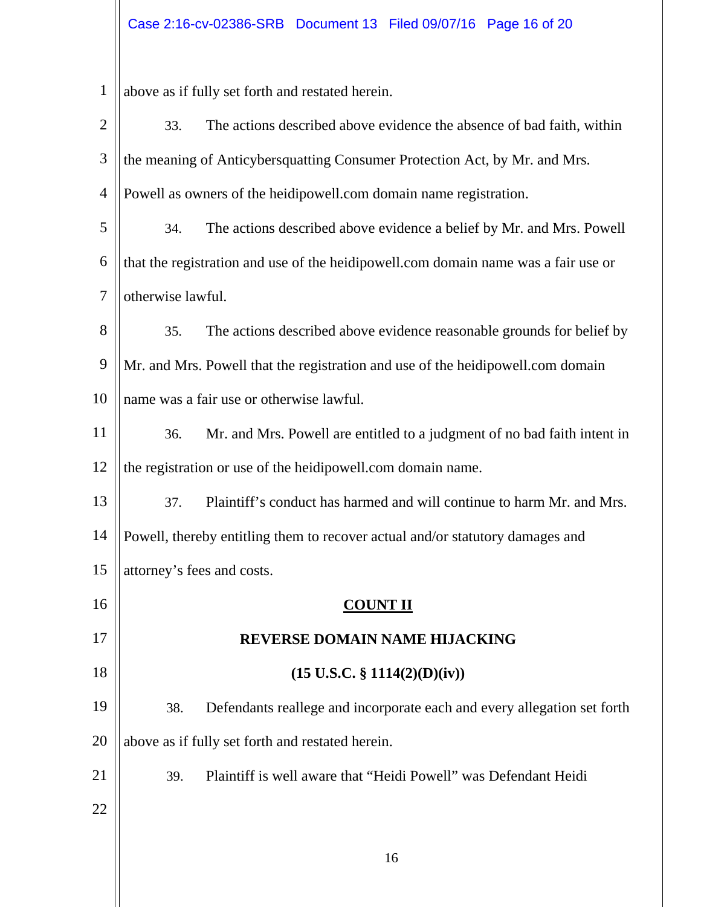above as if fully set forth and restated herein.

33. The actions described above evidence the absence of bad faith, within the meaning of Anticybersquatting Consumer Protection Act, by Mr. and Mrs. Powell as owners of the heidipowell.com domain name registration.

34. The actions described above evidence a belief by Mr. and Mrs. Powell that the registration and use of the heidipowell.com domain name was a fair use or otherwise lawful.

35. The actions described above evidence reasonable grounds for belief by Mr. and Mrs. Powell that the registration and use of the heidipowell.com domain name was a fair use or otherwise lawful.

36. Mr. and Mrs. Powell are entitled to a judgment of no bad faith intent in the registration or use of the heidipowell.com domain name.

37. Plaintiff's conduct has harmed and will continue to harm Mr. and Mrs. Powell, thereby entitling them to recover actual and/or statutory damages and attorney's fees and costs.

**COUNT II**

**REVERSE DOMAIN NAME HIJACKING**

**(15 U.S.C. § 1114(2)(D)(iv))**

38. Defendants reallege and incorporate each and every allegation set forth above as if fully set forth and restated herein.

39. Plaintiff is well aware that "Heidi Powell" was Defendant Heidi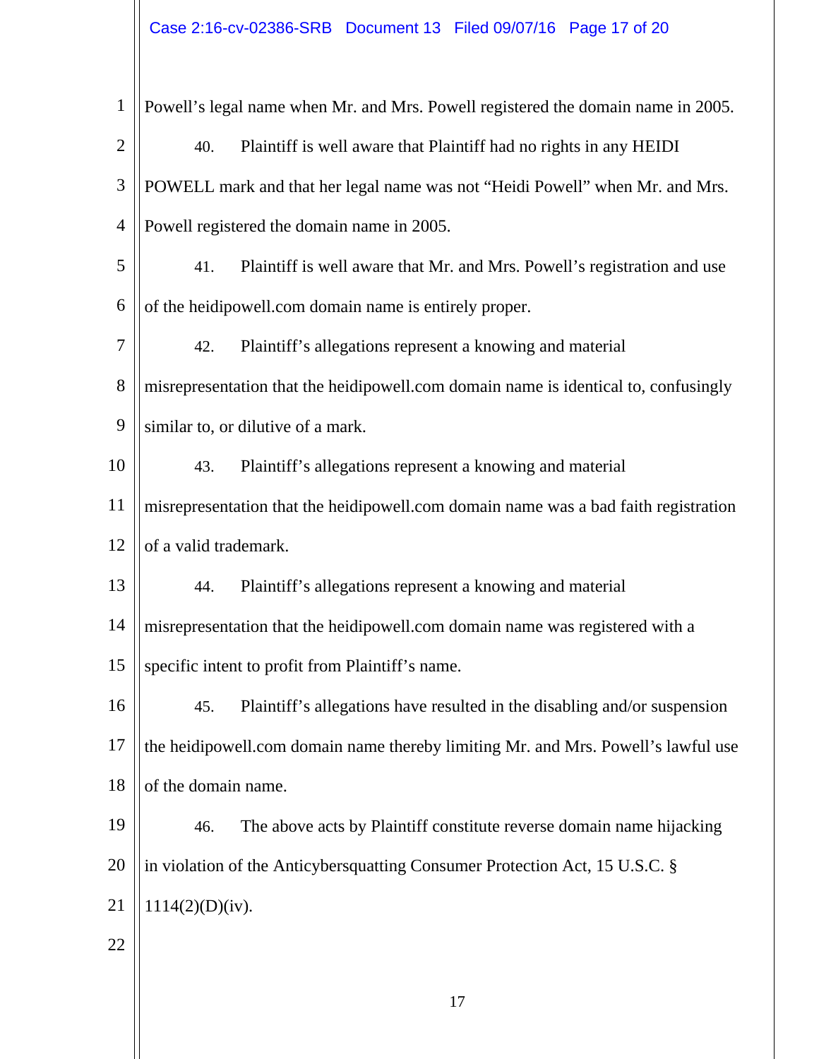Powell's legal name when Mr. and Mrs. Powell registered the domain name in 2005.

40. Plaintiff is well aware that Plaintiff had no rights in any HEIDI POWELL mark and that her legal name was not "Heidi Powell" when Mr. and Mrs. Powell registered the domain name in 2005.

41. Plaintiff is well aware that Mr. and Mrs. Powell's registration and use of the heidipowell.com domain name is entirely proper.

42. Plaintiff's allegations represent a knowing and material misrepresentation that the heidipowell.com domain name is identical to, confusingly similar to, or dilutive of a mark.

43. Plaintiff's allegations represent a knowing and material misrepresentation that the heidipowell.com domain name was a bad faith registration of a valid trademark.

44. Plaintiff's allegations represent a knowing and material misrepresentation that the heidipowell.com domain name was registered with a specific intent to profit from Plaintiff's name.

45. Plaintiff's allegations have resulted in the disabling and/or suspension the heidipowell.com domain name thereby limiting Mr. and Mrs. Powell's lawful use of the domain name.

46. The above acts by Plaintiff constitute reverse domain name hijacking in violation of the Anticybersquatting Consumer Protection Act, 15 U.S.C. § 1114(2)(D)(iv).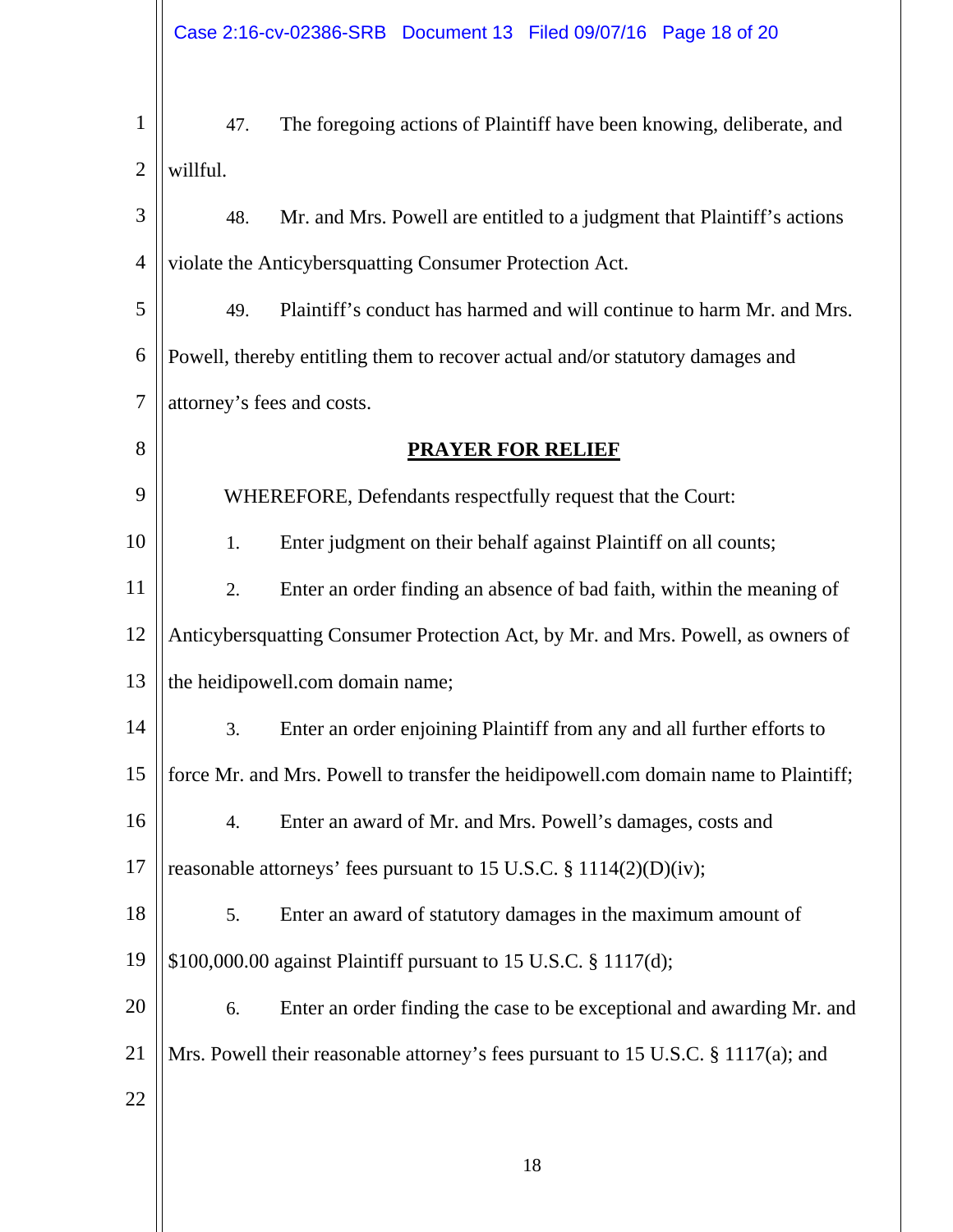47. The foregoing actions of Plaintiff have been knowing, deliberate, and willful.

48. Mr. and Mrs. Powell are entitled to a judgment that Plaintiff's actions violate the Anticybersquatting Consumer Protection Act.

49. Plaintiff's conduct has harmed and will continue to harm Mr. and Mrs. Powell, thereby entitling them to recover actual and/or statutory damages and attorney's fees and costs.

## PRAYER FOR RELIEF

WHEREFORE, Defendants respectfully request that the Court:

1. Enter judgment on their behalf against Plaintiff on all counts;

2. Enter an order finding an absence of bad faith, within the meaning of Anticybersquatting Consumer Protection Act, by Mr. and Mrs. Powell, as owners of the heidipowell.com domain name;

3. Enter an order enjoining Plaintiff from any and all further efforts to force Mr. and Mrs. Powell to transfer the heidipowell.com domain name to Plaintiff;

4. Enter an award of Mr. and Mrs. Powell's damages, costs and reasonable attorneys' fees pursuant to 15 U.S.C. § 1114(2)(D)(iv);

5. Enter an award of statutory damages in the maximum amount of $100,000.00 against Plaintiff pursuant to 15 U.S.C. § 1117(d);

6. Enter an order finding the case to be exceptional and awarding Mr. and Mrs. Powell their reasonable attorney's fees pursuant to 15 U.S.C. § 1117(a); and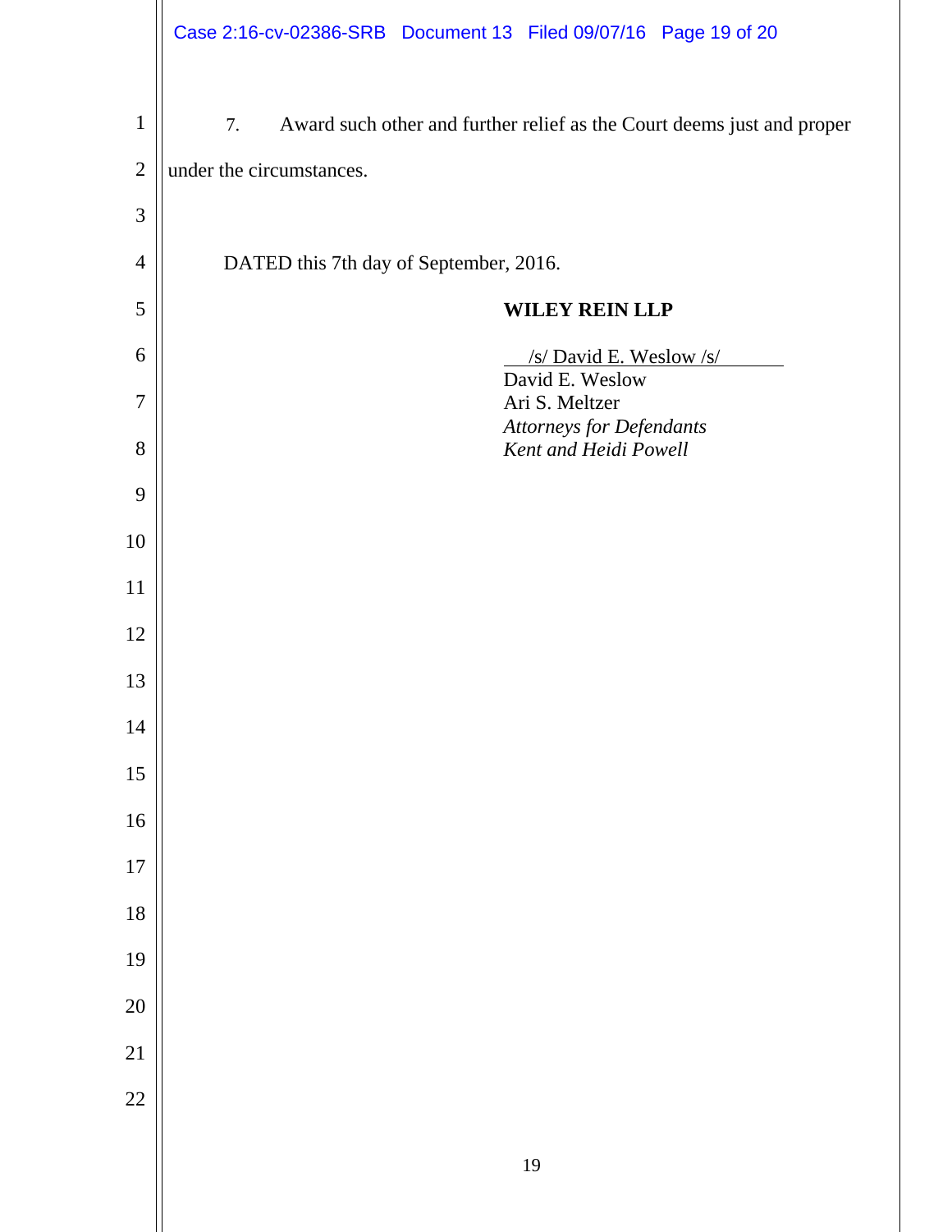7. Award such other and further relief as the Court deems just and proper under the circumstances.

DATED this 7th day of September, 2016.

**WILEY REIN LLP**

/s/ David E. Weslow /s/
David E. Weslow
Ari S. Meltzer
*Attorneys for Defendants*
*Kent and Heidi Powell*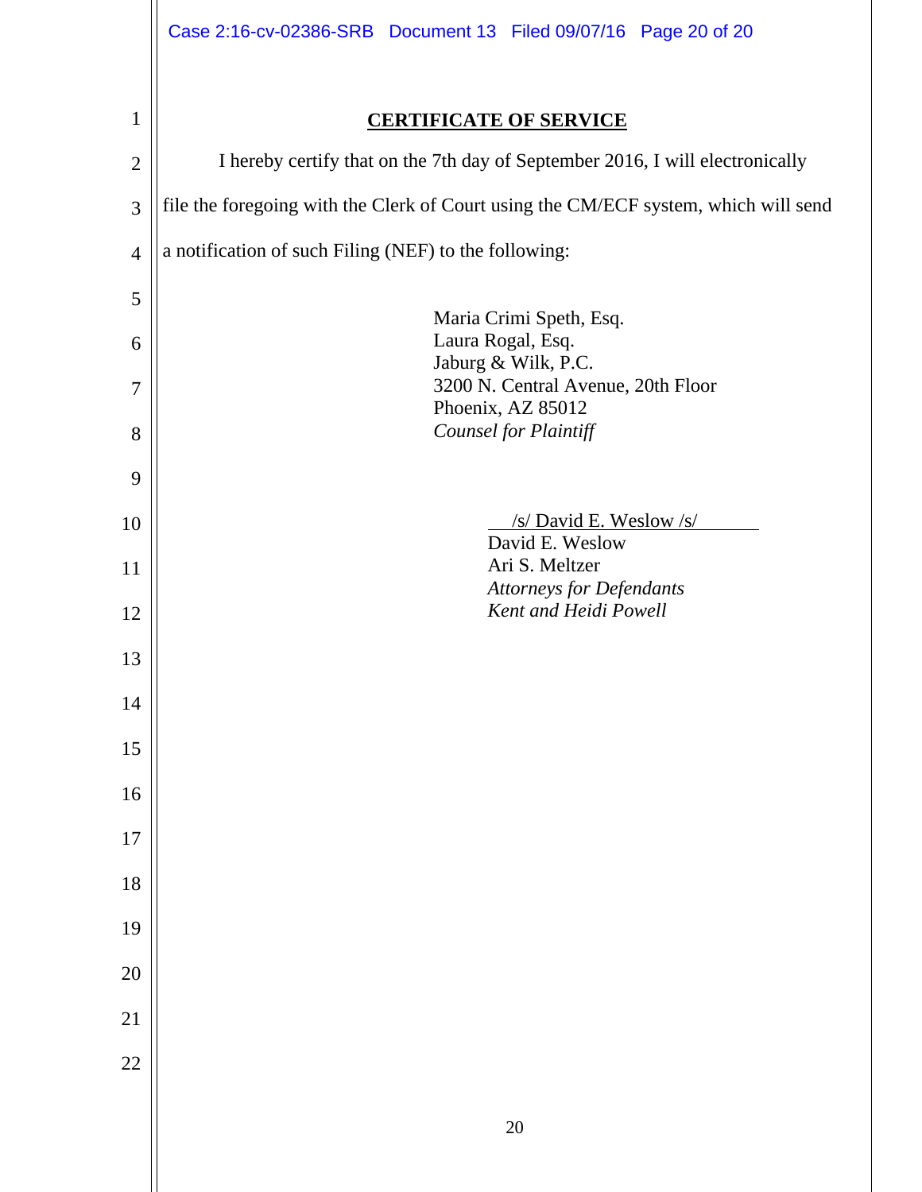**CERTIFICATE OF SERVICE**

I hereby certify that on the 7th day of September 2016, I will electronically file the foregoing with the Clerk of Court using the CM/ECF system, which will send a notification of such Filing (NEF) to the following:

Maria Crimi Speth, Esq.
Laura Rogal, Esq.
Jaburg & Wilk, P.C.
3200 N. Central Avenue, 20th Floor
Phoenix, AZ 85012
*Counsel for Plaintiff*

/s/ David E. Weslow /s/
David E. Weslow
Ari S. Meltzer
*Attorneys for Defendants*
*Kent and Heidi Powell*